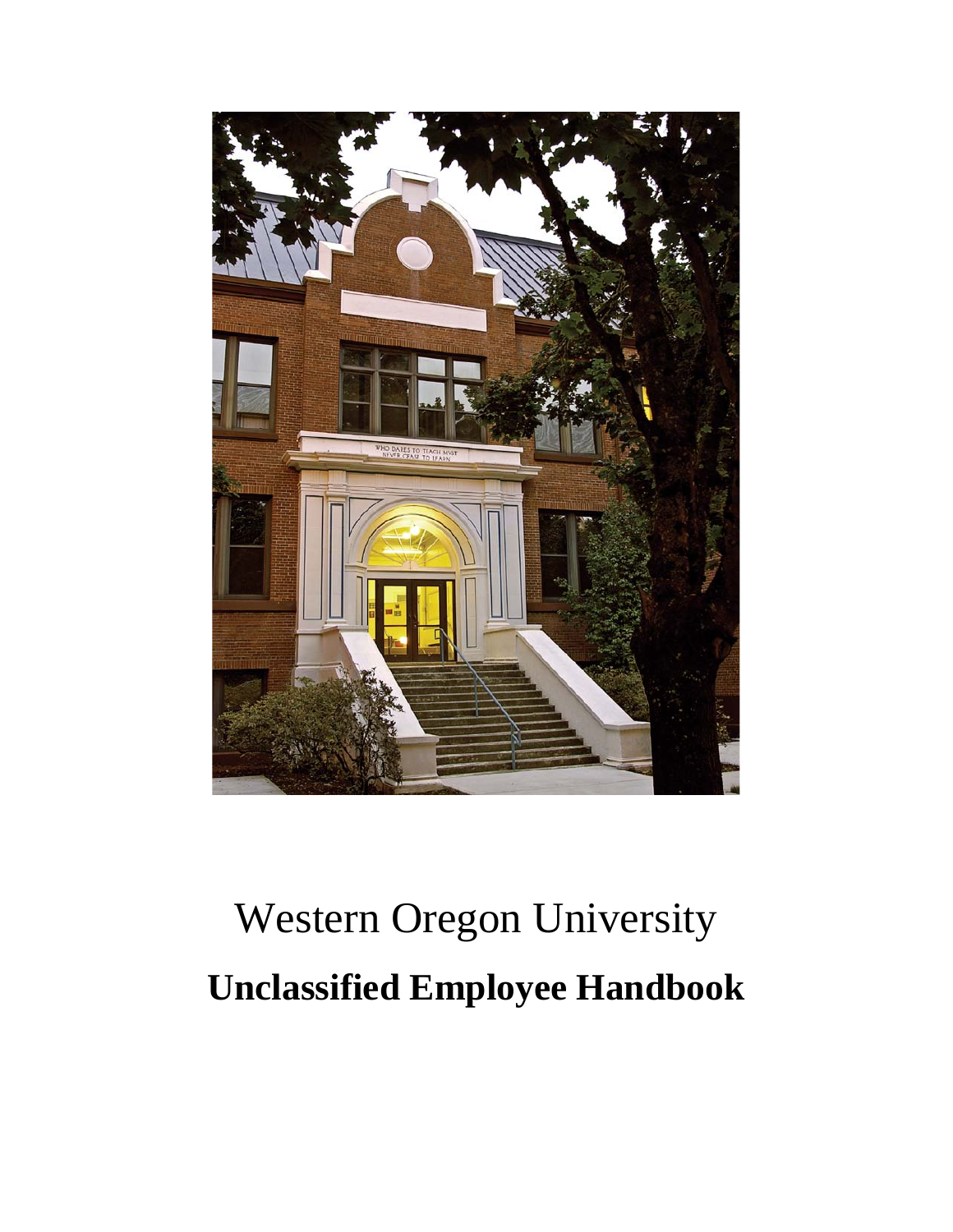Western Oregon University

# Unclassified Employee Handbook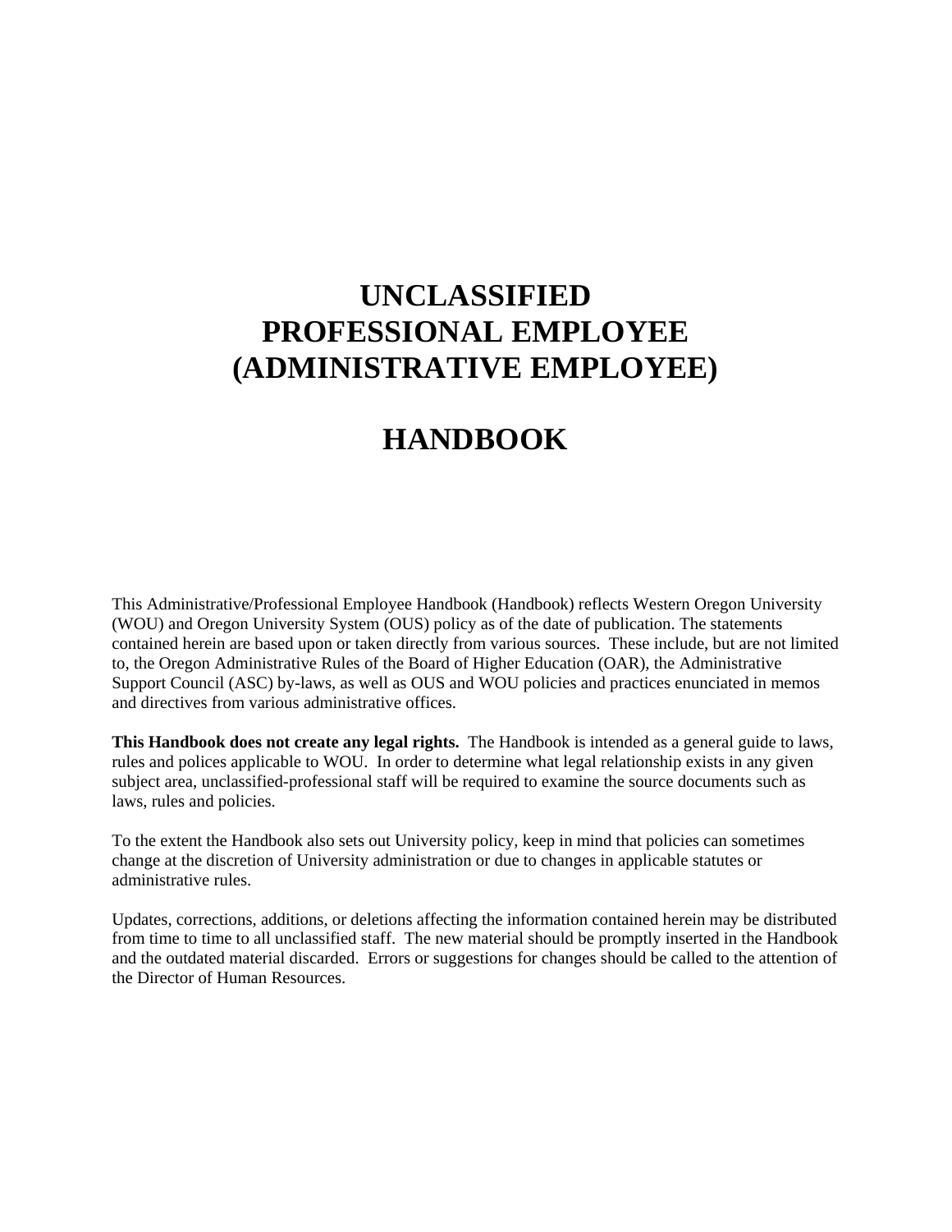# UNCLASSIFIED PROFESSIONAL EMPLOYEE (ADMINISTRATIVE EMPLOYEE)

# HANDBOOK

This Administrative/Professional Employee Handbook (Handbook) reflects Western Oregon University (WOU) and Oregon University System (OUS) policy as of the date of publication. The statements contained herein are based upon or taken directly from various sources. These include, but are not limited to, the Oregon Administrative Rules of the Board of Higher Education (OAR), the Administrative Support Council (ASC) by-laws, as well as OUS and WOU policies and practices enunciated in memos and directives from various administrative offices.

**This Handbook does not create any legal rights.** The Handbook is intended as a general guide to laws, rules and polices applicable to WOU. In order to determine what legal relationship exists in any given subject area, unclassified-professional staff will be required to examine the source documents such as laws, rules and policies.

To the extent the Handbook also sets out University policy, keep in mind that policies can sometimes change at the discretion of University administration or due to changes in applicable statutes or administrative rules.

Updates, corrections, additions, or deletions affecting the information contained herein may be distributed from time to time to all unclassified staff. The new material should be promptly inserted in the Handbook and the outdated material discarded. Errors or suggestions for changes should be called to the attention of the Director of Human Resources.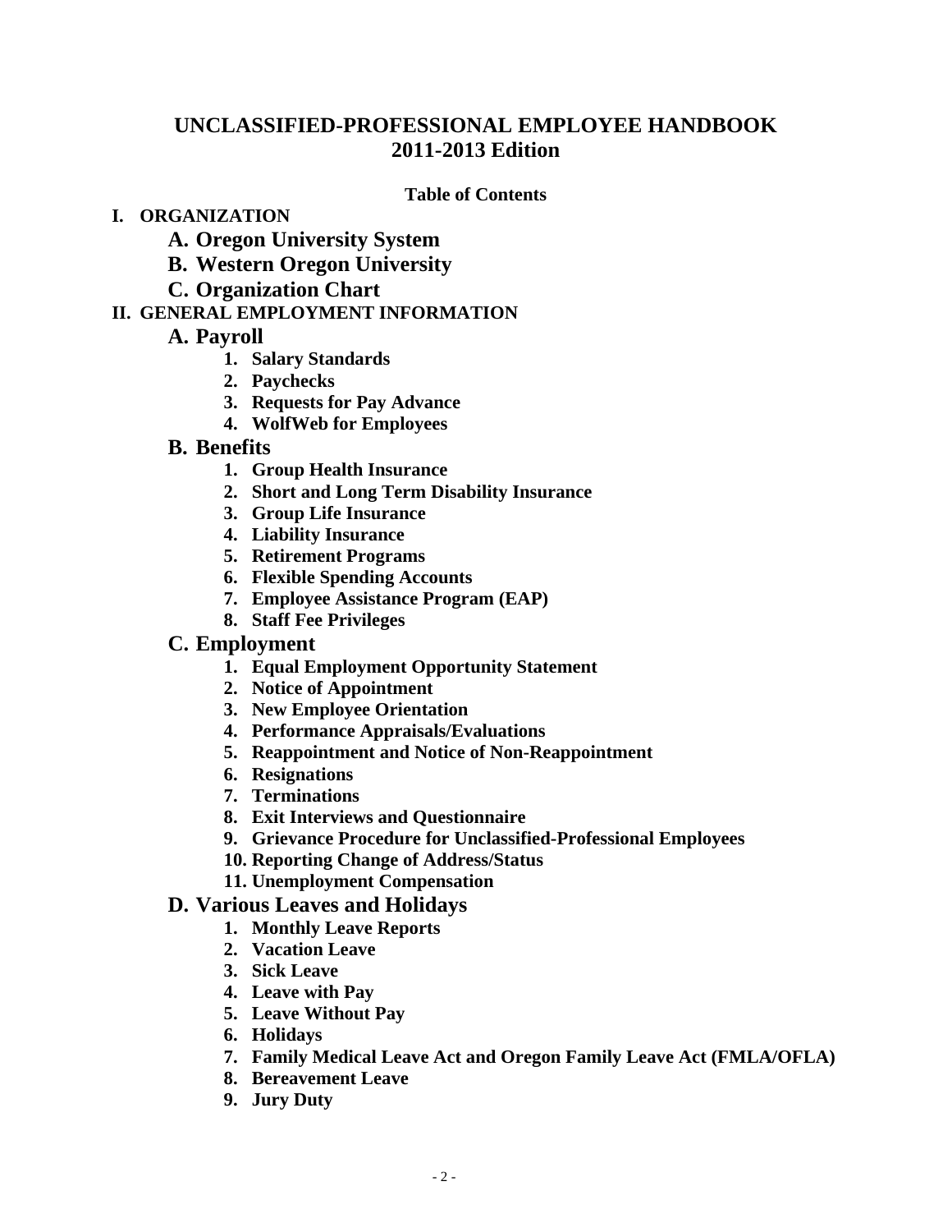# UNCLASSIFIED-PROFESSIONAL EMPLOYEE HANDBOOK
# 2011-2013 Edition

**Table of Contents**

**I. ORGANIZATION**

- **A. Oregon University System**
- **B. Western Oregon University**
- **C. Organization Chart**

**II. GENERAL EMPLOYMENT INFORMATION**

- **A. Payroll**
  1. **Salary Standards**
  2. **Paychecks**
  3. **Requests for Pay Advance**
  4. **WolfWeb for Employees**
- **B. Benefits**
  1. **Group Health Insurance**
  2. **Short and Long Term Disability Insurance**
  3. **Group Life Insurance**
  4. **Liability Insurance**
  5. **Retirement Programs**
  6. **Flexible Spending Accounts**
  7. **Employee Assistance Program (EAP)**
  8. **Staff Fee Privileges**
- **C. Employment**
  1. **Equal Employment Opportunity Statement**
  2. **Notice of Appointment**
  3. **New Employee Orientation**
  4. **Performance Appraisals/Evaluations**
  5. **Reappointment and Notice of Non-Reappointment**
  6. **Resignations**
  7. **Terminations**
  8. **Exit Interviews and Questionnaire**
  9. **Grievance Procedure for Unclassified-Professional Employees**
  10. **Reporting Change of Address/Status**
  11. **Unemployment Compensation**
- **D. Various Leaves and Holidays**
  1. **Monthly Leave Reports**
  2. **Vacation Leave**
  3. **Sick Leave**
  4. **Leave with Pay**
  5. **Leave Without Pay**
  6. **Holidays**
  7. **Family Medical Leave Act and Oregon Family Leave Act (FMLA/OFLA)**
  8. **Bereavement Leave**
  9. **Jury Duty**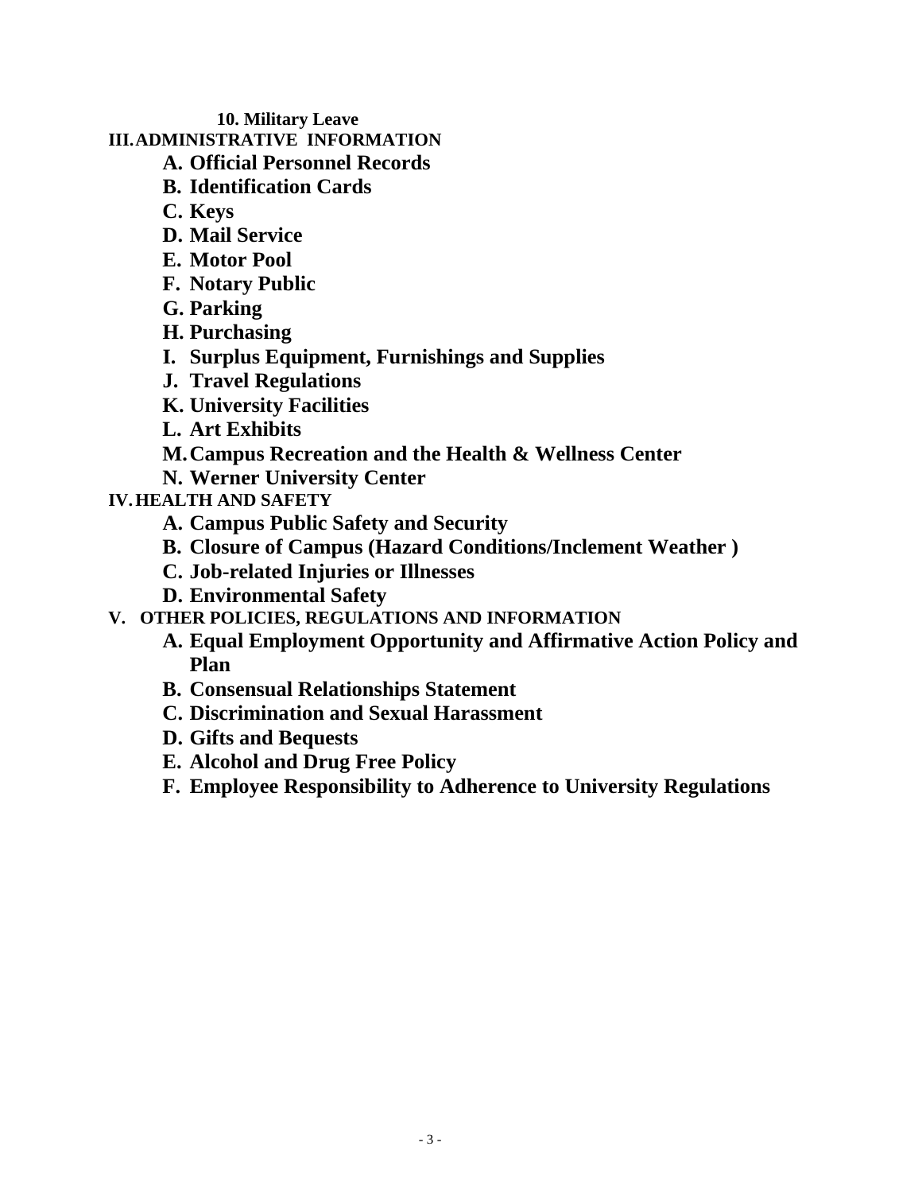**10. Military Leave**

**III. ADMINISTRATIVE INFORMATION**

- **A. Official Personnel Records**
- **B. Identification Cards**
- **C. Keys**
- **D. Mail Service**
- **E. Motor Pool**
- **F. Notary Public**
- **G. Parking**
- **H. Purchasing**
- **I. Surplus Equipment, Furnishings and Supplies**
- **J. Travel Regulations**
- **K. University Facilities**
- **L. Art Exhibits**
- **M. Campus Recreation and the Health & Wellness Center**
- **N. Werner University Center**

**IV. HEALTH AND SAFETY**

- **A. Campus Public Safety and Security**
- **B. Closure of Campus (Hazard Conditions/Inclement Weather )**
- **C. Job-related Injuries or Illnesses**
- **D. Environmental Safety**

**V. OTHER POLICIES, REGULATIONS AND INFORMATION**

- **A. Equal Employment Opportunity and Affirmative Action Policy and Plan**
- **B. Consensual Relationships Statement**
- **C. Discrimination and Sexual Harassment**
- **D. Gifts and Bequests**
- **E. Alcohol and Drug Free Policy**
- **F. Employee Responsibility to Adherence to University Regulations**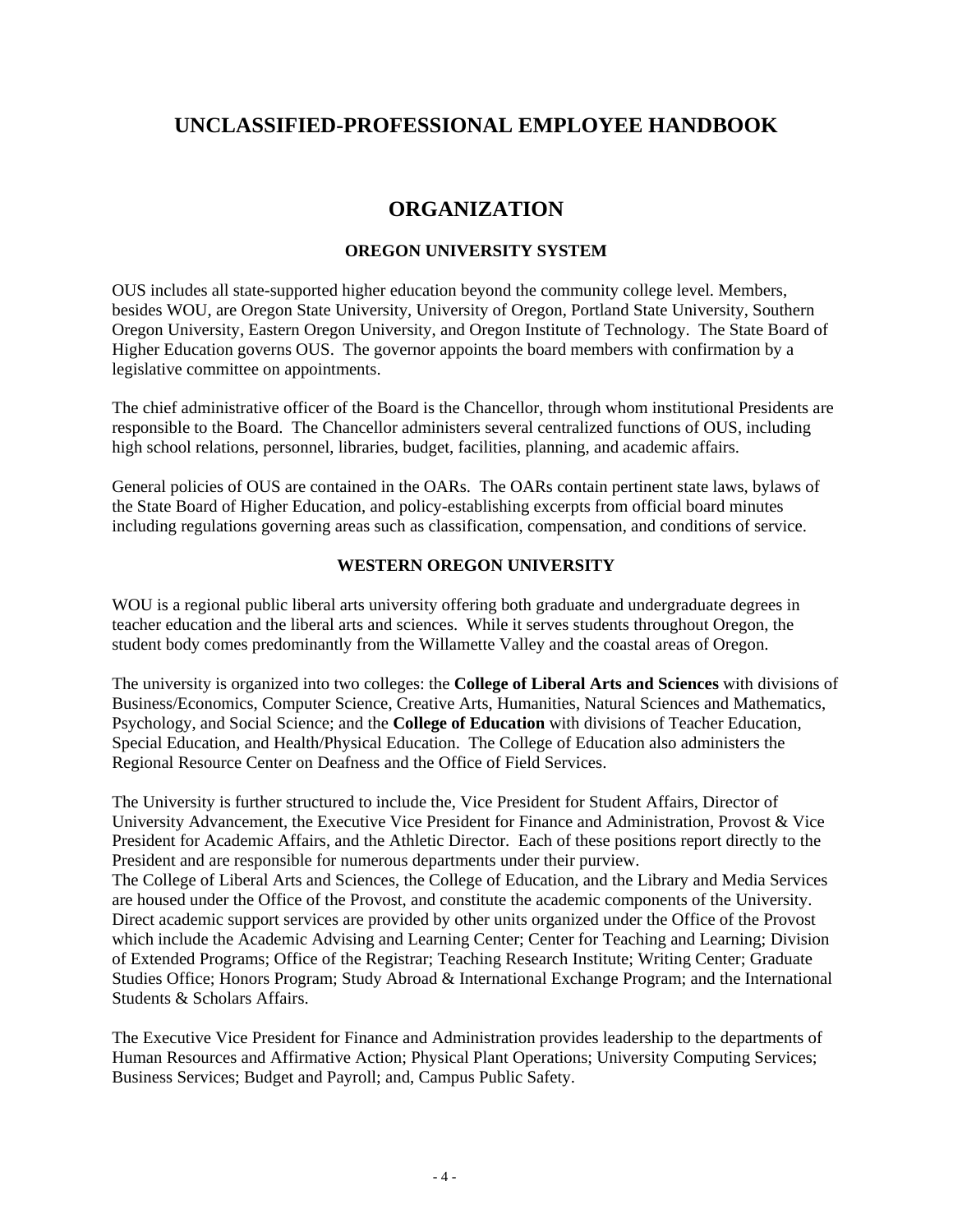# UNCLASSIFIED-PROFESSIONAL EMPLOYEE HANDBOOK

## ORGANIZATION

### OREGON UNIVERSITY SYSTEM

OUS includes all state-supported higher education beyond the community college level. Members, besides WOU, are Oregon State University, University of Oregon, Portland State University, Southern Oregon University, Eastern Oregon University, and Oregon Institute of Technology. The State Board of Higher Education governs OUS. The governor appoints the board members with confirmation by a legislative committee on appointments.

The chief administrative officer of the Board is the Chancellor, through whom institutional Presidents are responsible to the Board. The Chancellor administers several centralized functions of OUS, including high school relations, personnel, libraries, budget, facilities, planning, and academic affairs.

General policies of OUS are contained in the OARs. The OARs contain pertinent state laws, bylaws of the State Board of Higher Education, and policy-establishing excerpts from official board minutes including regulations governing areas such as classification, compensation, and conditions of service.

### WESTERN OREGON UNIVERSITY

WOU is a regional public liberal arts university offering both graduate and undergraduate degrees in teacher education and the liberal arts and sciences. While it serves students throughout Oregon, the student body comes predominantly from the Willamette Valley and the coastal areas of Oregon.

The university is organized into two colleges: the **College of Liberal Arts and Sciences** with divisions of Business/Economics, Computer Science, Creative Arts, Humanities, Natural Sciences and Mathematics, Psychology, and Social Science; and the **College of Education** with divisions of Teacher Education, Special Education, and Health/Physical Education. The College of Education also administers the Regional Resource Center on Deafness and the Office of Field Services.

The University is further structured to include the, Vice President for Student Affairs, Director of University Advancement, the Executive Vice President for Finance and Administration, Provost & Vice President for Academic Affairs, and the Athletic Director. Each of these positions report directly to the President and are responsible for numerous departments under their purview.
The College of Liberal Arts and Sciences, the College of Education, and the Library and Media Services are housed under the Office of the Provost, and constitute the academic components of the University. Direct academic support services are provided by other units organized under the Office of the Provost which include the Academic Advising and Learning Center; Center for Teaching and Learning; Division of Extended Programs; Office of the Registrar; Teaching Research Institute; Writing Center; Graduate Studies Office; Honors Program; Study Abroad & International Exchange Program; and the International Students & Scholars Affairs.

The Executive Vice President for Finance and Administration provides leadership to the departments of Human Resources and Affirmative Action; Physical Plant Operations; University Computing Services; Business Services; Budget and Payroll; and, Campus Public Safety.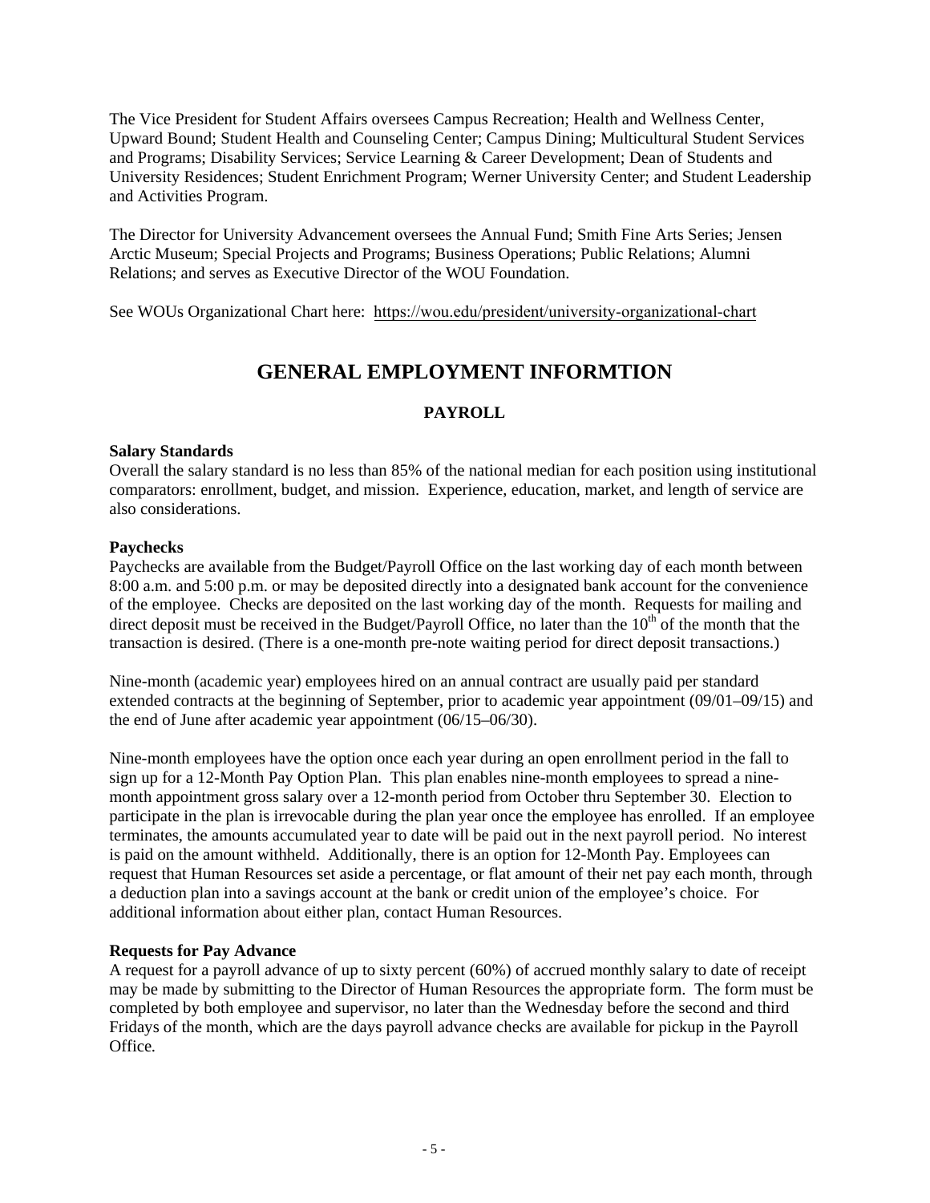The Vice President for Student Affairs oversees Campus Recreation; Health and Wellness Center, Upward Bound; Student Health and Counseling Center; Campus Dining; Multicultural Student Services and Programs; Disability Services; Service Learning & Career Development; Dean of Students and University Residences; Student Enrichment Program; Werner University Center; and Student Leadership and Activities Program.

The Director for University Advancement oversees the Annual Fund; Smith Fine Arts Series; Jensen Arctic Museum; Special Projects and Programs; Business Operations; Public Relations; Alumni Relations; and serves as Executive Director of the WOU Foundation.

See WOUs Organizational Chart here: https://wou.edu/president/university-organizational-chart

# GENERAL EMPLOYMENT INFORMTION

## PAYROLL

**Salary Standards**
Overall the salary standard is no less than 85% of the national median for each position using institutional comparators: enrollment, budget, and mission. Experience, education, market, and length of service are also considerations.

**Paychecks**
Paychecks are available from the Budget/Payroll Office on the last working day of each month between 8:00 a.m. and 5:00 p.m. or may be deposited directly into a designated bank account for the convenience of the employee. Checks are deposited on the last working day of the month. Requests for mailing and direct deposit must be received in the Budget/Payroll Office, no later than the 10th of the month that the transaction is desired. (There is a one-month pre-note waiting period for direct deposit transactions.)

Nine-month (academic year) employees hired on an annual contract are usually paid per standard extended contracts at the beginning of September, prior to academic year appointment (09/01–09/15) and the end of June after academic year appointment (06/15–06/30).

Nine-month employees have the option once each year during an open enrollment period in the fall to sign up for a 12-Month Pay Option Plan. This plan enables nine-month employees to spread a nine-month appointment gross salary over a 12-month period from October thru September 30. Election to participate in the plan is irrevocable during the plan year once the employee has enrolled. If an employee terminates, the amounts accumulated year to date will be paid out in the next payroll period. No interest is paid on the amount withheld. Additionally, there is an option for 12-Month Pay. Employees can request that Human Resources set aside a percentage, or flat amount of their net pay each month, through a deduction plan into a savings account at the bank or credit union of the employee's choice. For additional information about either plan, contact Human Resources.

**Requests for Pay Advance**
A request for a payroll advance of up to sixty percent (60%) of accrued monthly salary to date of receipt may be made by submitting to the Director of Human Resources the appropriate form. The form must be completed by both employee and supervisor, no later than the Wednesday before the second and third Fridays of the month, which are the days payroll advance checks are available for pickup in the Payroll Office.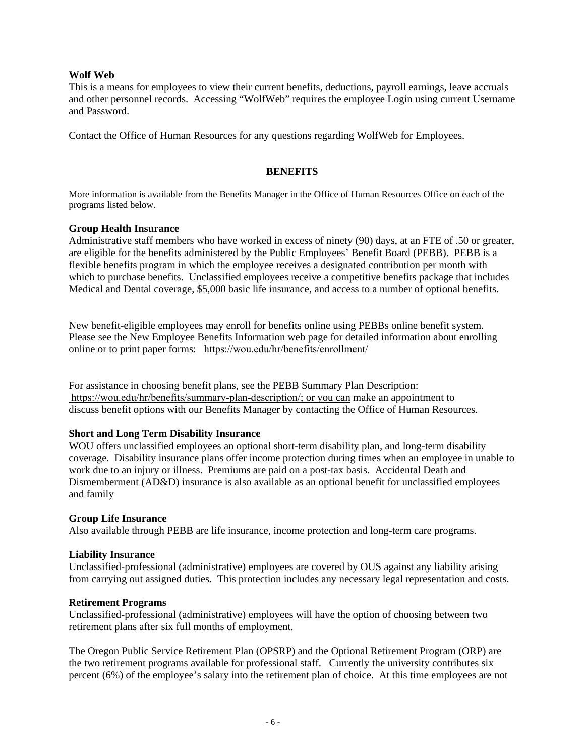**Wolf Web**
This is a means for employees to view their current benefits, deductions, payroll earnings, leave accruals and other personnel records. Accessing "WolfWeb" requires the employee Login using current Username and Password.

Contact the Office of Human Resources for any questions regarding WolfWeb for Employees.

## BENEFITS

More information is available from the Benefits Manager in the Office of Human Resources Office on each of the programs listed below.

**Group Health Insurance**
Administrative staff members who have worked in excess of ninety (90) days, at an FTE of .50 or greater, are eligible for the benefits administered by the Public Employees' Benefit Board (PEBB). PEBB is a flexible benefits program in which the employee receives a designated contribution per month with which to purchase benefits. Unclassified employees receive a competitive benefits package that includes Medical and Dental coverage, $5,000 basic life insurance, and access to a number of optional benefits.

New benefit-eligible employees may enroll for benefits online using PEBBs online benefit system. Please see the New Employee Benefits Information web page for detailed information about enrolling online or to print paper forms: https://wou.edu/hr/benefits/enrollment/

For assistance in choosing benefit plans, see the PEBB Summary Plan Description: https://wou.edu/hr/benefits/summary-plan-description/; or you can make an appointment to discuss benefit options with our Benefits Manager by contacting the Office of Human Resources.

**Short and Long Term Disability Insurance**
WOU offers unclassified employees an optional short-term disability plan, and long-term disability coverage. Disability insurance plans offer income protection during times when an employee in unable to work due to an injury or illness. Premiums are paid on a post-tax basis. Accidental Death and Dismemberment (AD&D) insurance is also available as an optional benefit for unclassified employees and family

**Group Life Insurance**
Also available through PEBB are life insurance, income protection and long-term care programs.

**Liability Insurance**
Unclassified-professional (administrative) employees are covered by OUS against any liability arising from carrying out assigned duties. This protection includes any necessary legal representation and costs.

**Retirement Programs**
Unclassified-professional (administrative) employees will have the option of choosing between two retirement plans after six full months of employment.

The Oregon Public Service Retirement Plan (OPSRP) and the Optional Retirement Program (ORP) are the two retirement programs available for professional staff. Currently the university contributes six percent (6%) of the employee's salary into the retirement plan of choice. At this time employees are not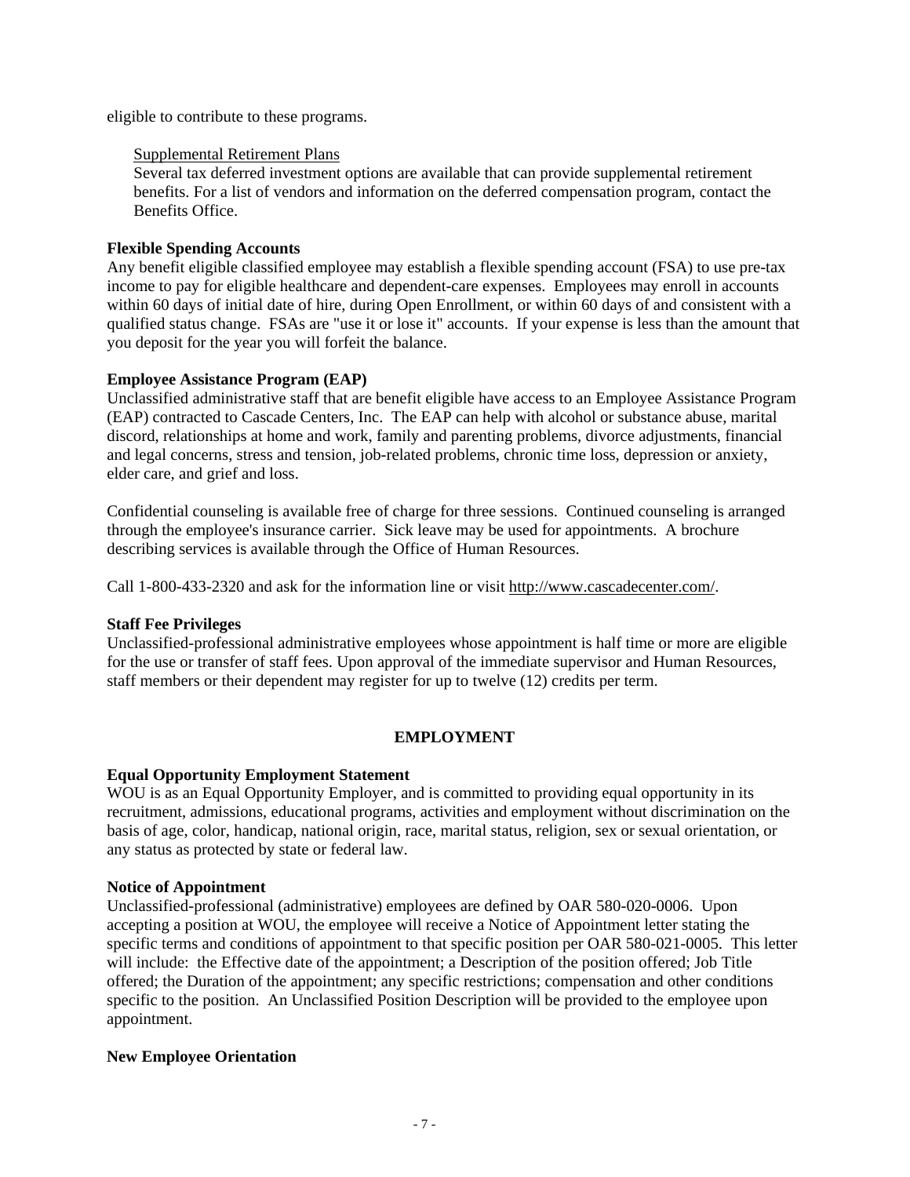eligible to contribute to these programs.

Supplemental Retirement Plans

Several tax deferred investment options are available that can provide supplemental retirement benefits. For a list of vendors and information on the deferred compensation program, contact the Benefits Office.

**Flexible Spending Accounts**

Any benefit eligible classified employee may establish a flexible spending account (FSA) to use pre-tax income to pay for eligible healthcare and dependent-care expenses. Employees may enroll in accounts within 60 days of initial date of hire, during Open Enrollment, or within 60 days of and consistent with a qualified status change. FSAs are "use it or lose it" accounts. If your expense is less than the amount that you deposit for the year you will forfeit the balance.

**Employee Assistance Program (EAP)**

Unclassified administrative staff that are benefit eligible have access to an Employee Assistance Program (EAP) contracted to Cascade Centers, Inc. The EAP can help with alcohol or substance abuse, marital discord, relationships at home and work, family and parenting problems, divorce adjustments, financial and legal concerns, stress and tension, job-related problems, chronic time loss, depression or anxiety, elder care, and grief and loss.

Confidential counseling is available free of charge for three sessions. Continued counseling is arranged through the employee's insurance carrier. Sick leave may be used for appointments. A brochure describing services is available through the Office of Human Resources.

Call 1-800-433-2320 and ask for the information line or visit http://www.cascadecenter.com/.

**Staff Fee Privileges**

Unclassified-professional administrative employees whose appointment is half time or more are eligible for the use or transfer of staff fees. Upon approval of the immediate supervisor and Human Resources, staff members or their dependent may register for up to twelve (12) credits per term.

## EMPLOYMENT

**Equal Opportunity Employment Statement**

WOU is as an Equal Opportunity Employer, and is committed to providing equal opportunity in its recruitment, admissions, educational programs, activities and employment without discrimination on the basis of age, color, handicap, national origin, race, marital status, religion, sex or sexual orientation, or any status as protected by state or federal law.

**Notice of Appointment**

Unclassified-professional (administrative) employees are defined by OAR 580-020-0006. Upon accepting a position at WOU, the employee will receive a Notice of Appointment letter stating the specific terms and conditions of appointment to that specific position per OAR 580-021-0005. This letter will include: the Effective date of the appointment; a Description of the position offered; Job Title offered; the Duration of the appointment; any specific restrictions; compensation and other conditions specific to the position. An Unclassified Position Description will be provided to the employee upon appointment.

**New Employee Orientation**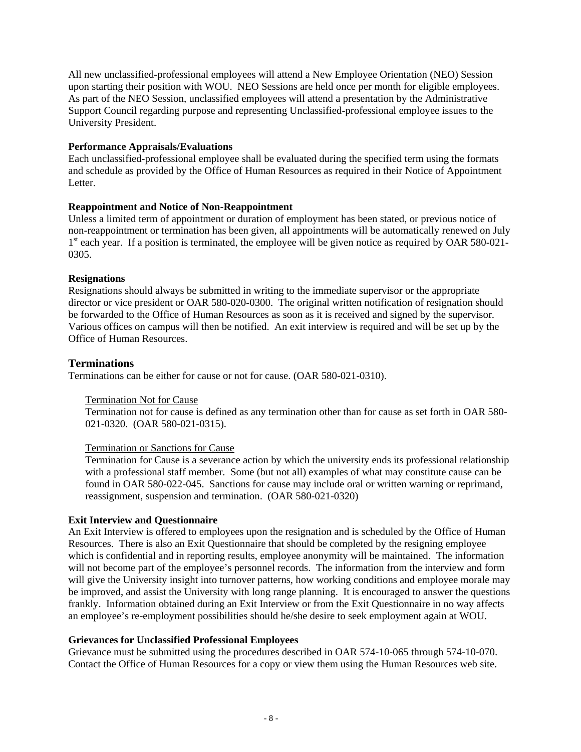All new unclassified-professional employees will attend a New Employee Orientation (NEO) Session upon starting their position with WOU. NEO Sessions are held once per month for eligible employees. As part of the NEO Session, unclassified employees will attend a presentation by the Administrative Support Council regarding purpose and representing Unclassified-professional employee issues to the University President.

**Performance Appraisals/Evaluations**

Each unclassified-professional employee shall be evaluated during the specified term using the formats and schedule as provided by the Office of Human Resources as required in their Notice of Appointment Letter.

**Reappointment and Notice of Non-Reappointment**

Unless a limited term of appointment or duration of employment has been stated, or previous notice of non-reappointment or termination has been given, all appointments will be automatically renewed on July 1st each year. If a position is terminated, the employee will be given notice as required by OAR 580-021-0305.

**Resignations**

Resignations should always be submitted in writing to the immediate supervisor or the appropriate director or vice president or OAR 580-020-0300. The original written notification of resignation should be forwarded to the Office of Human Resources as soon as it is received and signed by the supervisor. Various offices on campus will then be notified. An exit interview is required and will be set up by the Office of Human Resources.

## Terminations

Terminations can be either for cause or not for cause. (OAR 580-021-0310).

<u>Termination Not for Cause</u>

Termination not for cause is defined as any termination other than for cause as set forth in OAR 580-021-0320. (OAR 580-021-0315).

<u>Termination or Sanctions for Cause</u>

Termination for Cause is a severance action by which the university ends its professional relationship with a professional staff member. Some (but not all) examples of what may constitute cause can be found in OAR 580-022-045. Sanctions for cause may include oral or written warning or reprimand, reassignment, suspension and termination. (OAR 580-021-0320)

**Exit Interview and Questionnaire**

An Exit Interview is offered to employees upon the resignation and is scheduled by the Office of Human Resources. There is also an Exit Questionnaire that should be completed by the resigning employee which is confidential and in reporting results, employee anonymity will be maintained. The information will not become part of the employee's personnel records. The information from the interview and form will give the University insight into turnover patterns, how working conditions and employee morale may be improved, and assist the University with long range planning. It is encouraged to answer the questions frankly. Information obtained during an Exit Interview or from the Exit Questionnaire in no way affects an employee's re-employment possibilities should he/she desire to seek employment again at WOU.

**Grievances for Unclassified Professional Employees**

Grievance must be submitted using the procedures described in OAR 574-10-065 through 574-10-070. Contact the Office of Human Resources for a copy or view them using the Human Resources web site.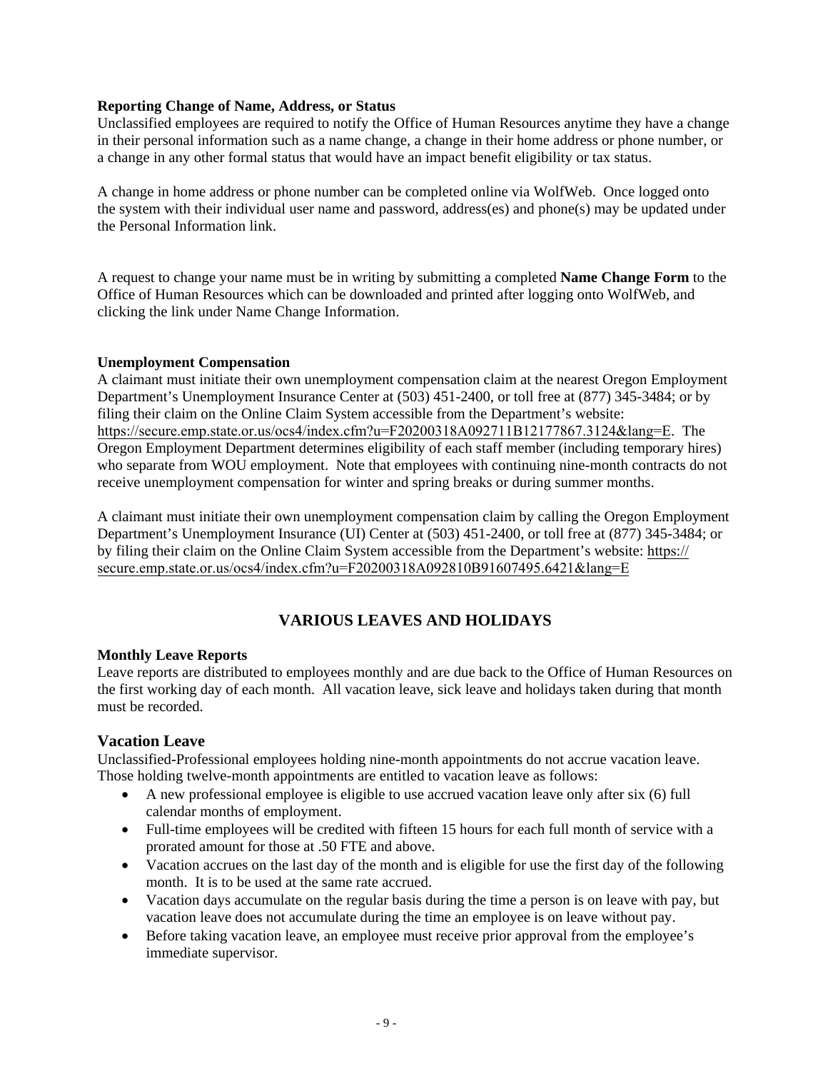**Reporting Change of Name, Address, or Status**

Unclassified employees are required to notify the Office of Human Resources anytime they have a change in their personal information such as a name change, a change in their home address or phone number, or a change in any other formal status that would have an impact benefit eligibility or tax status.

A change in home address or phone number can be completed online via WolfWeb. Once logged onto the system with their individual user name and password, address(es) and phone(s) may be updated under the Personal Information link.

A request to change your name must be in writing by submitting a completed **Name Change Form** to the Office of Human Resources which can be downloaded and printed after logging onto WolfWeb, and clicking the link under Name Change Information.

**Unemployment Compensation**

A claimant must initiate their own unemployment compensation claim at the nearest Oregon Employment Department's Unemployment Insurance Center at (503) 451-2400, or toll free at (877) 345-3484; or by filing their claim on the Online Claim System accessible from the Department's website: https://secure.emp.state.or.us/ocs4/index.cfm?u=F20200318A092711B12177867.3124&lang=E. The Oregon Employment Department determines eligibility of each staff member (including temporary hires) who separate from WOU employment. Note that employees with continuing nine-month contracts do not receive unemployment compensation for winter and spring breaks or during summer months.

A claimant must initiate their own unemployment compensation claim by calling the Oregon Employment Department's Unemployment Insurance (UI) Center at (503) 451-2400, or toll free at (877) 345-3484; or by filing their claim on the Online Claim System accessible from the Department's website: https://secure.emp.state.or.us/ocs4/index.cfm?u=F20200318A092810B91607495.6421&lang=E

## VARIOUS LEAVES AND HOLIDAYS

**Monthly Leave Reports**

Leave reports are distributed to employees monthly and are due back to the Office of Human Resources on the first working day of each month. All vacation leave, sick leave and holidays taken during that month must be recorded.

### Vacation Leave

Unclassified-Professional employees holding nine-month appointments do not accrue vacation leave. Those holding twelve-month appointments are entitled to vacation leave as follows:

- A new professional employee is eligible to use accrued vacation leave only after six (6) full calendar months of employment.
- Full-time employees will be credited with fifteen 15 hours for each full month of service with a prorated amount for those at .50 FTE and above.
- Vacation accrues on the last day of the month and is eligible for use the first day of the following month. It is to be used at the same rate accrued.
- Vacation days accumulate on the regular basis during the time a person is on leave with pay, but vacation leave does not accumulate during the time an employee is on leave without pay.
- Before taking vacation leave, an employee must receive prior approval from the employee's immediate supervisor.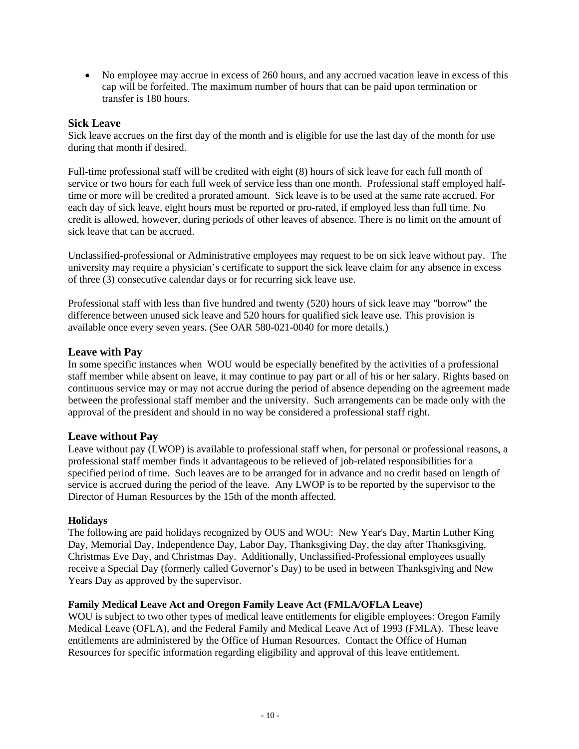- No employee may accrue in excess of 260 hours, and any accrued vacation leave in excess of this cap will be forfeited. The maximum number of hours that can be paid upon termination or transfer is 180 hours.

## Sick Leave

Sick leave accrues on the first day of the month and is eligible for use the last day of the month for use during that month if desired.

Full-time professional staff will be credited with eight (8) hours of sick leave for each full month of service or two hours for each full week of service less than one month. Professional staff employed half-time or more will be credited a prorated amount. Sick leave is to be used at the same rate accrued. For each day of sick leave, eight hours must be reported or pro-rated, if employed less than full time. No credit is allowed, however, during periods of other leaves of absence. There is no limit on the amount of sick leave that can be accrued.

Unclassified-professional or Administrative employees may request to be on sick leave without pay. The university may require a physician's certificate to support the sick leave claim for any absence in excess of three (3) consecutive calendar days or for recurring sick leave use.

Professional staff with less than five hundred and twenty (520) hours of sick leave may "borrow" the difference between unused sick leave and 520 hours for qualified sick leave use. This provision is available once every seven years. (See OAR 580-021-0040 for more details.)

## Leave with Pay

In some specific instances when WOU would be especially benefited by the activities of a professional staff member while absent on leave, it may continue to pay part or all of his or her salary. Rights based on continuous service may or may not accrue during the period of absence depending on the agreement made between the professional staff member and the university. Such arrangements can be made only with the approval of the president and should in no way be considered a professional staff right.

## Leave without Pay

Leave without pay (LWOP) is available to professional staff when, for personal or professional reasons, a professional staff member finds it advantageous to be relieved of job-related responsibilities for a specified period of time. Such leaves are to be arranged for in advance and no credit based on length of service is accrued during the period of the leave. Any LWOP is to be reported by the supervisor to the Director of Human Resources by the 15th of the month affected.

### Holidays

The following are paid holidays recognized by OUS and WOU: New Year's Day, Martin Luther King Day, Memorial Day, Independence Day, Labor Day, Thanksgiving Day, the day after Thanksgiving, Christmas Eve Day, and Christmas Day. Additionally, Unclassified-Professional employees usually receive a Special Day (formerly called Governor's Day) to be used in between Thanksgiving and New Years Day as approved by the supervisor.

### Family Medical Leave Act and Oregon Family Leave Act (FMLA/OFLA Leave)

WOU is subject to two other types of medical leave entitlements for eligible employees: Oregon Family Medical Leave (OFLA), and the Federal Family and Medical Leave Act of 1993 (FMLA). These leave entitlements are administered by the Office of Human Resources. Contact the Office of Human Resources for specific information regarding eligibility and approval of this leave entitlement.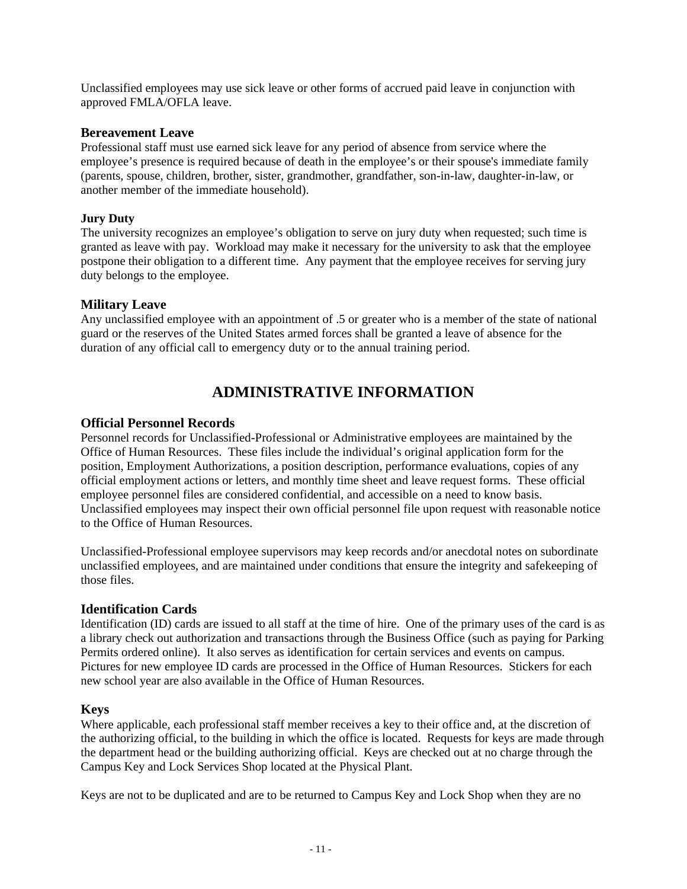Unclassified employees may use sick leave or other forms of accrued paid leave in conjunction with approved FMLA/OFLA leave.

### Bereavement Leave

Professional staff must use earned sick leave for any period of absence from service where the employee's presence is required because of death in the employee's or their spouse's immediate family (parents, spouse, children, brother, sister, grandmother, grandfather, son-in-law, daughter-in-law, or another member of the immediate household).

#### Jury Duty

The university recognizes an employee's obligation to serve on jury duty when requested; such time is granted as leave with pay. Workload may make it necessary for the university to ask that the employee postpone their obligation to a different time. Any payment that the employee receives for serving jury duty belongs to the employee.

### Military Leave

Any unclassified employee with an appointment of .5 or greater who is a member of the state of national guard or the reserves of the United States armed forces shall be granted a leave of absence for the duration of any official call to emergency duty or to the annual training period.

## ADMINISTRATIVE INFORMATION

### Official Personnel Records

Personnel records for Unclassified-Professional or Administrative employees are maintained by the Office of Human Resources. These files include the individual's original application form for the position, Employment Authorizations, a position description, performance evaluations, copies of any official employment actions or letters, and monthly time sheet and leave request forms. These official employee personnel files are considered confidential, and accessible on a need to know basis. Unclassified employees may inspect their own official personnel file upon request with reasonable notice to the Office of Human Resources.

Unclassified-Professional employee supervisors may keep records and/or anecdotal notes on subordinate unclassified employees, and are maintained under conditions that ensure the integrity and safekeeping of those files.

### Identification Cards

Identification (ID) cards are issued to all staff at the time of hire. One of the primary uses of the card is as a library check out authorization and transactions through the Business Office (such as paying for Parking Permits ordered online). It also serves as identification for certain services and events on campus. Pictures for new employee ID cards are processed in the Office of Human Resources. Stickers for each new school year are also available in the Office of Human Resources.

### Keys

Where applicable, each professional staff member receives a key to their office and, at the discretion of the authorizing official, to the building in which the office is located. Requests for keys are made through the department head or the building authorizing official. Keys are checked out at no charge through the Campus Key and Lock Services Shop located at the Physical Plant.

Keys are not to be duplicated and are to be returned to Campus Key and Lock Shop when they are no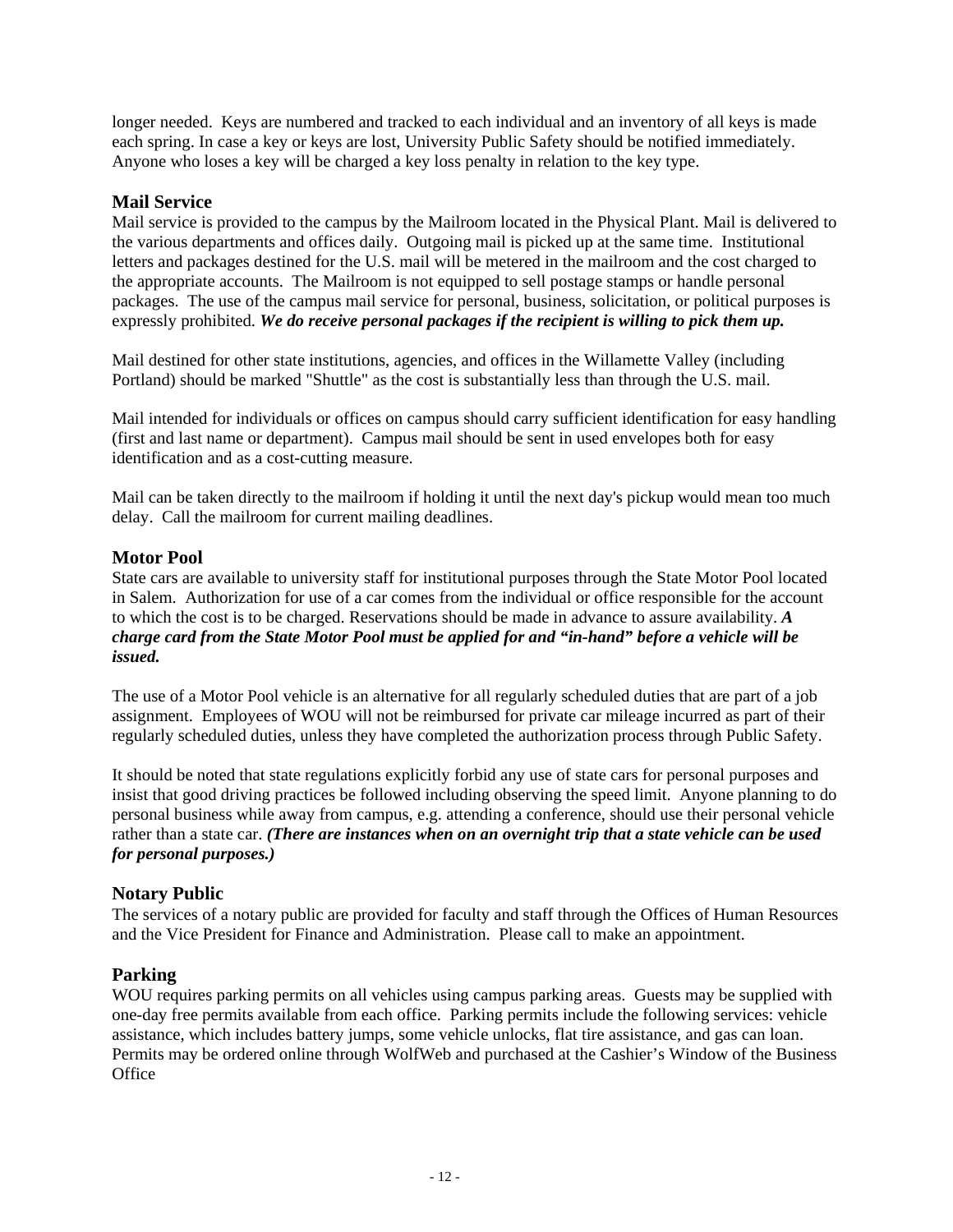longer needed. Keys are numbered and tracked to each individual and an inventory of all keys is made each spring. In case a key or keys are lost, University Public Safety should be notified immediately. Anyone who loses a key will be charged a key loss penalty in relation to the key type.

### Mail Service

Mail service is provided to the campus by the Mailroom located in the Physical Plant. Mail is delivered to the various departments and offices daily. Outgoing mail is picked up at the same time. Institutional letters and packages destined for the U.S. mail will be metered in the mailroom and the cost charged to the appropriate accounts. The Mailroom is not equipped to sell postage stamps or handle personal packages. The use of the campus mail service for personal, business, solicitation, or political purposes is expressly prohibited. ***We do receive personal packages if the recipient is willing to pick them up.***

Mail destined for other state institutions, agencies, and offices in the Willamette Valley (including Portland) should be marked "Shuttle" as the cost is substantially less than through the U.S. mail.

Mail intended for individuals or offices on campus should carry sufficient identification for easy handling (first and last name or department). Campus mail should be sent in used envelopes both for easy identification and as a cost-cutting measure.

Mail can be taken directly to the mailroom if holding it until the next day's pickup would mean too much delay. Call the mailroom for current mailing deadlines.

### Motor Pool

State cars are available to university staff for institutional purposes through the State Motor Pool located in Salem. Authorization for use of a car comes from the individual or office responsible for the account to which the cost is to be charged. Reservations should be made in advance to assure availability. ***A charge card from the State Motor Pool must be applied for and "in-hand" before a vehicle will be issued.***

The use of a Motor Pool vehicle is an alternative for all regularly scheduled duties that are part of a job assignment. Employees of WOU will not be reimbursed for private car mileage incurred as part of their regularly scheduled duties, unless they have completed the authorization process through Public Safety.

It should be noted that state regulations explicitly forbid any use of state cars for personal purposes and insist that good driving practices be followed including observing the speed limit. Anyone planning to do personal business while away from campus, e.g. attending a conference, should use their personal vehicle rather than a state car. ***(There are instances when on an overnight trip that a state vehicle can be used for personal purposes.)***

### Notary Public

The services of a notary public are provided for faculty and staff through the Offices of Human Resources and the Vice President for Finance and Administration. Please call to make an appointment.

### Parking

WOU requires parking permits on all vehicles using campus parking areas. Guests may be supplied with one-day free permits available from each office. Parking permits include the following services: vehicle assistance, which includes battery jumps, some vehicle unlocks, flat tire assistance, and gas can loan. Permits may be ordered online through WolfWeb and purchased at the Cashier's Window of the Business Office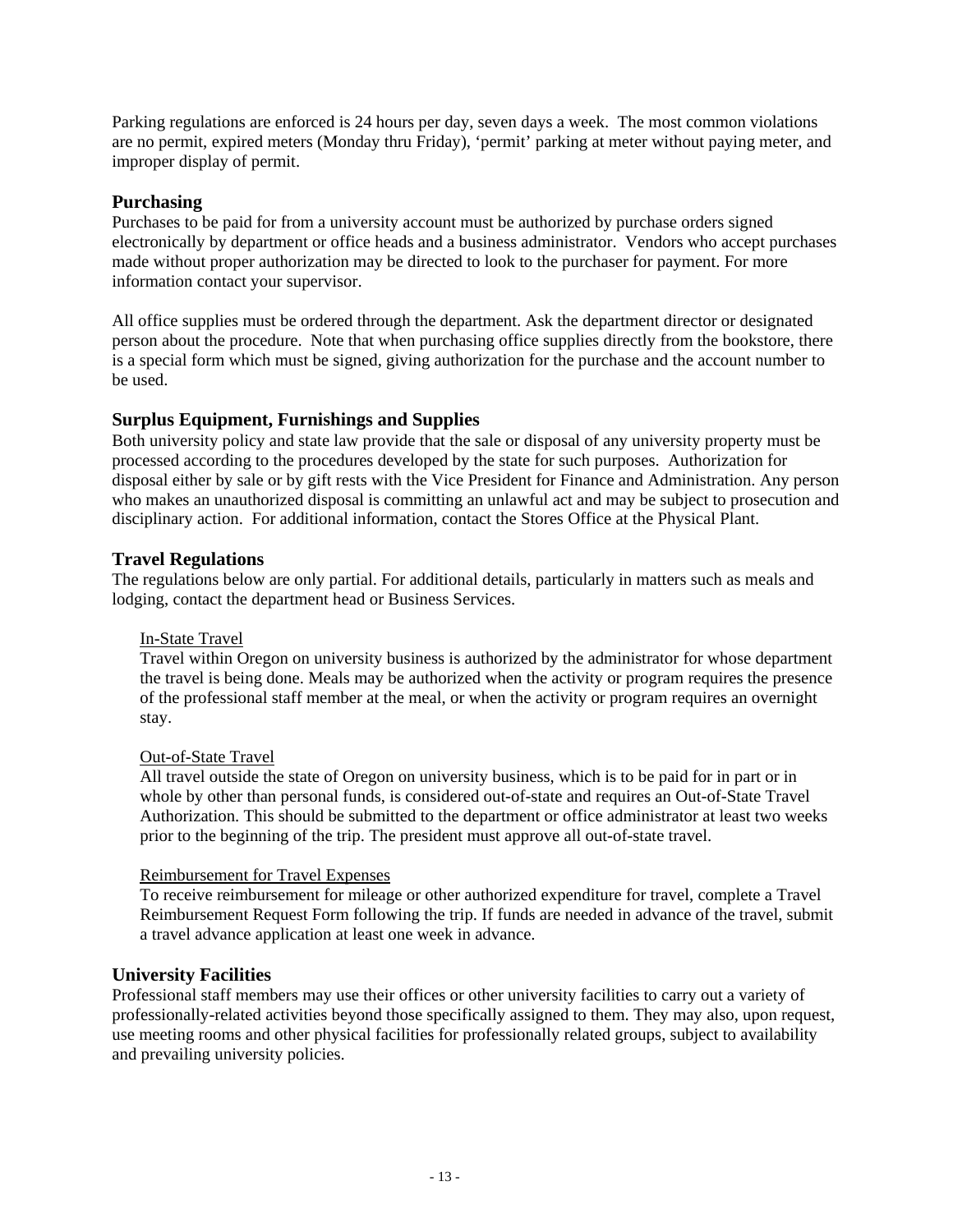Parking regulations are enforced is 24 hours per day, seven days a week. The most common violations are no permit, expired meters (Monday thru Friday), 'permit' parking at meter without paying meter, and improper display of permit.

## Purchasing

Purchases to be paid for from a university account must be authorized by purchase orders signed electronically by department or office heads and a business administrator. Vendors who accept purchases made without proper authorization may be directed to look to the purchaser for payment. For more information contact your supervisor.

All office supplies must be ordered through the department. Ask the department director or designated person about the procedure. Note that when purchasing office supplies directly from the bookstore, there is a special form which must be signed, giving authorization for the purchase and the account number to be used.

## Surplus Equipment, Furnishings and Supplies

Both university policy and state law provide that the sale or disposal of any university property must be processed according to the procedures developed by the state for such purposes. Authorization for disposal either by sale or by gift rests with the Vice President for Finance and Administration. Any person who makes an unauthorized disposal is committing an unlawful act and may be subject to prosecution and disciplinary action. For additional information, contact the Stores Office at the Physical Plant.

## Travel Regulations

The regulations below are only partial. For additional details, particularly in matters such as meals and lodging, contact the department head or Business Services.

### In-State Travel

Travel within Oregon on university business is authorized by the administrator for whose department the travel is being done. Meals may be authorized when the activity or program requires the presence of the professional staff member at the meal, or when the activity or program requires an overnight stay.

### Out-of-State Travel

All travel outside the state of Oregon on university business, which is to be paid for in part or in whole by other than personal funds, is considered out-of-state and requires an Out-of-State Travel Authorization. This should be submitted to the department or office administrator at least two weeks prior to the beginning of the trip. The president must approve all out-of-state travel.

### Reimbursement for Travel Expenses

To receive reimbursement for mileage or other authorized expenditure for travel, complete a Travel Reimbursement Request Form following the trip. If funds are needed in advance of the travel, submit a travel advance application at least one week in advance.

## University Facilities

Professional staff members may use their offices or other university facilities to carry out a variety of professionally-related activities beyond those specifically assigned to them. They may also, upon request, use meeting rooms and other physical facilities for professionally related groups, subject to availability and prevailing university policies.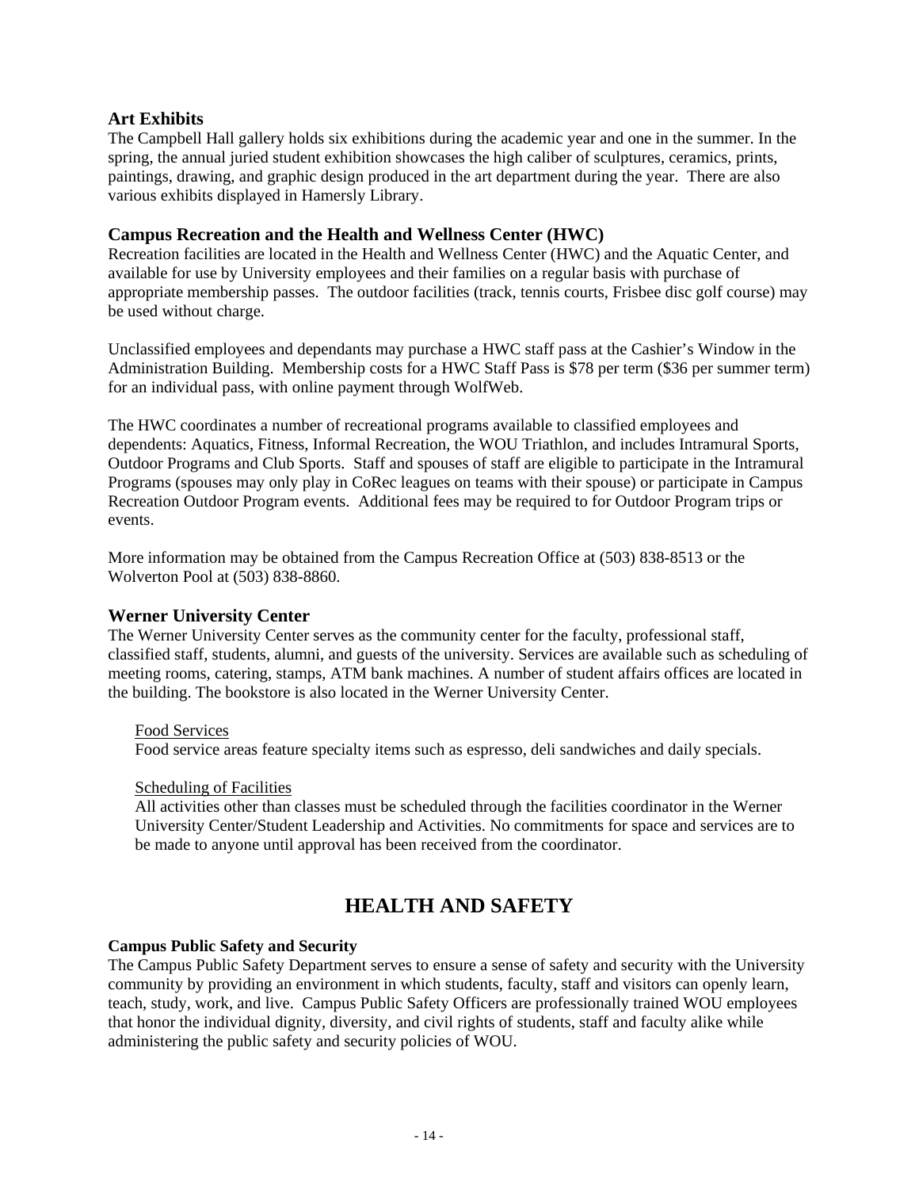### Art Exhibits

The Campbell Hall gallery holds six exhibitions during the academic year and one in the summer. In the spring, the annual juried student exhibition showcases the high caliber of sculptures, ceramics, prints, paintings, drawing, and graphic design produced in the art department during the year. There are also various exhibits displayed in Hamersly Library.

### Campus Recreation and the Health and Wellness Center (HWC)

Recreation facilities are located in the Health and Wellness Center (HWC) and the Aquatic Center, and available for use by University employees and their families on a regular basis with purchase of appropriate membership passes. The outdoor facilities (track, tennis courts, Frisbee disc golf course) may be used without charge.

Unclassified employees and dependants may purchase a HWC staff pass at the Cashier's Window in the Administration Building. Membership costs for a HWC Staff Pass is $78 per term ($36 per summer term) for an individual pass, with online payment through WolfWeb.

The HWC coordinates a number of recreational programs available to classified employees and dependents: Aquatics, Fitness, Informal Recreation, the WOU Triathlon, and includes Intramural Sports, Outdoor Programs and Club Sports. Staff and spouses of staff are eligible to participate in the Intramural Programs (spouses may only play in CoRec leagues on teams with their spouse) or participate in Campus Recreation Outdoor Program events. Additional fees may be required to for Outdoor Program trips or events.

More information may be obtained from the Campus Recreation Office at (503) 838-8513 or the Wolverton Pool at (503) 838-8860.

### Werner University Center

The Werner University Center serves as the community center for the faculty, professional staff, classified staff, students, alumni, and guests of the university. Services are available such as scheduling of meeting rooms, catering, stamps, ATM bank machines. A number of student affairs offices are located in the building. The bookstore is also located in the Werner University Center.

<u>Food Services</u>
Food service areas feature specialty items such as espresso, deli sandwiches and daily specials.

<u>Scheduling of Facilities</u>
All activities other than classes must be scheduled through the facilities coordinator in the Werner University Center/Student Leadership and Activities. No commitments for space and services are to be made to anyone until approval has been received from the coordinator.

## HEALTH AND SAFETY

**Campus Public Safety and Security**

The Campus Public Safety Department serves to ensure a sense of safety and security with the University community by providing an environment in which students, faculty, staff and visitors can openly learn, teach, study, work, and live. Campus Public Safety Officers are professionally trained WOU employees that honor the individual dignity, diversity, and civil rights of students, staff and faculty alike while administering the public safety and security policies of WOU.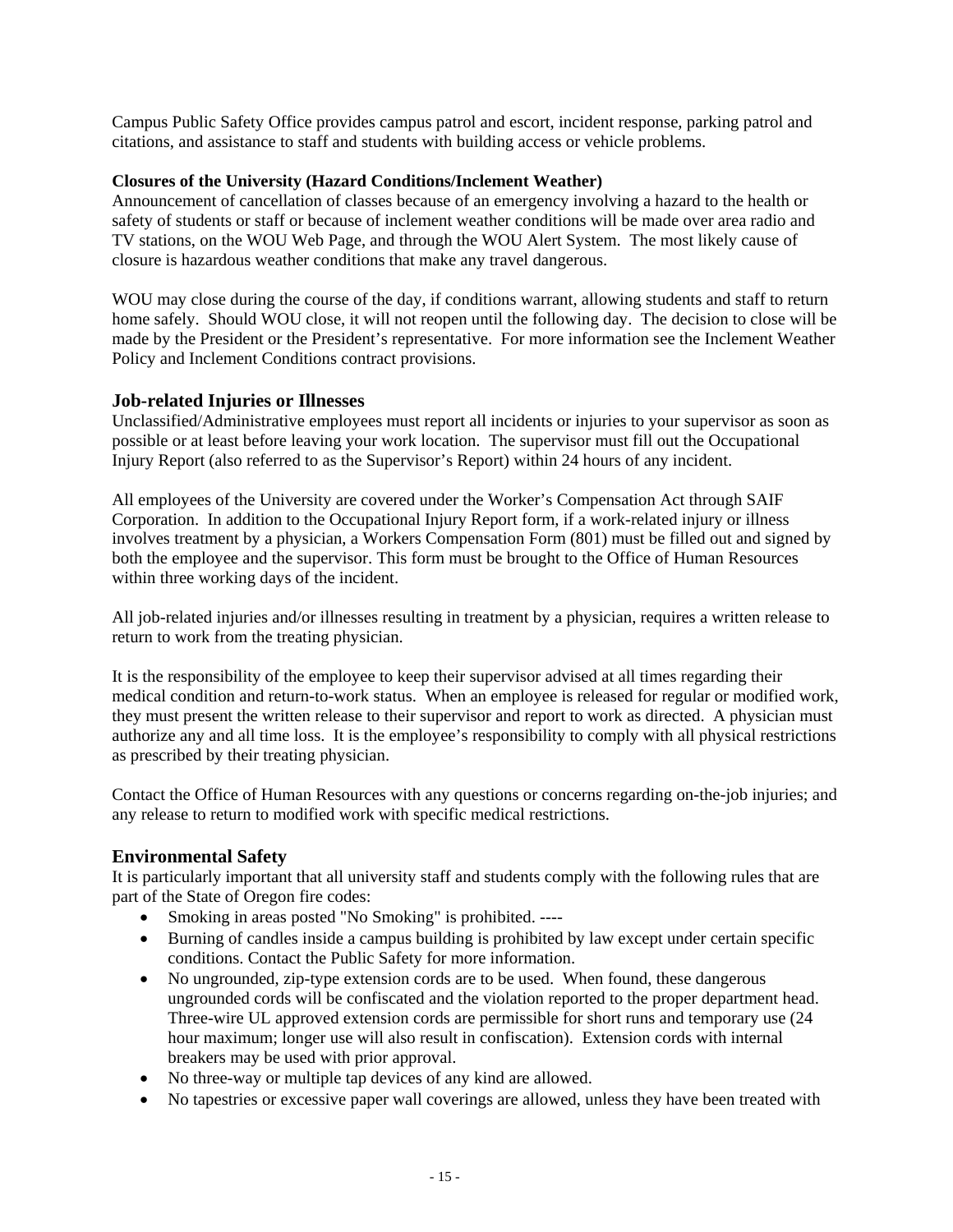Campus Public Safety Office provides campus patrol and escort, incident response, parking patrol and citations, and assistance to staff and students with building access or vehicle problems.

**Closures of the University (Hazard Conditions/Inclement Weather)**

Announcement of cancellation of classes because of an emergency involving a hazard to the health or safety of students or staff or because of inclement weather conditions will be made over area radio and TV stations, on the WOU Web Page, and through the WOU Alert System. The most likely cause of closure is hazardous weather conditions that make any travel dangerous.

WOU may close during the course of the day, if conditions warrant, allowing students and staff to return home safely. Should WOU close, it will not reopen until the following day. The decision to close will be made by the President or the President's representative. For more information see the Inclement Weather Policy and Inclement Conditions contract provisions.

## Job-related Injuries or Illnesses

Unclassified/Administrative employees must report all incidents or injuries to your supervisor as soon as possible or at least before leaving your work location. The supervisor must fill out the Occupational Injury Report (also referred to as the Supervisor's Report) within 24 hours of any incident.

All employees of the University are covered under the Worker's Compensation Act through SAIF Corporation. In addition to the Occupational Injury Report form, if a work-related injury or illness involves treatment by a physician, a Workers Compensation Form (801) must be filled out and signed by both the employee and the supervisor. This form must be brought to the Office of Human Resources within three working days of the incident.

All job-related injuries and/or illnesses resulting in treatment by a physician, requires a written release to return to work from the treating physician.

It is the responsibility of the employee to keep their supervisor advised at all times regarding their medical condition and return-to-work status. When an employee is released for regular or modified work, they must present the written release to their supervisor and report to work as directed. A physician must authorize any and all time loss. It is the employee's responsibility to comply with all physical restrictions as prescribed by their treating physician.

Contact the Office of Human Resources with any questions or concerns regarding on-the-job injuries; and any release to return to modified work with specific medical restrictions.

## Environmental Safety

It is particularly important that all university staff and students comply with the following rules that are part of the State of Oregon fire codes:

- Smoking in areas posted "No Smoking" is prohibited. ----
- Burning of candles inside a campus building is prohibited by law except under certain specific conditions. Contact the Public Safety for more information.
- No ungrounded, zip-type extension cords are to be used. When found, these dangerous ungrounded cords will be confiscated and the violation reported to the proper department head. Three-wire UL approved extension cords are permissible for short runs and temporary use (24 hour maximum; longer use will also result in confiscation). Extension cords with internal breakers may be used with prior approval.
- No three-way or multiple tap devices of any kind are allowed.
- No tapestries or excessive paper wall coverings are allowed, unless they have been treated with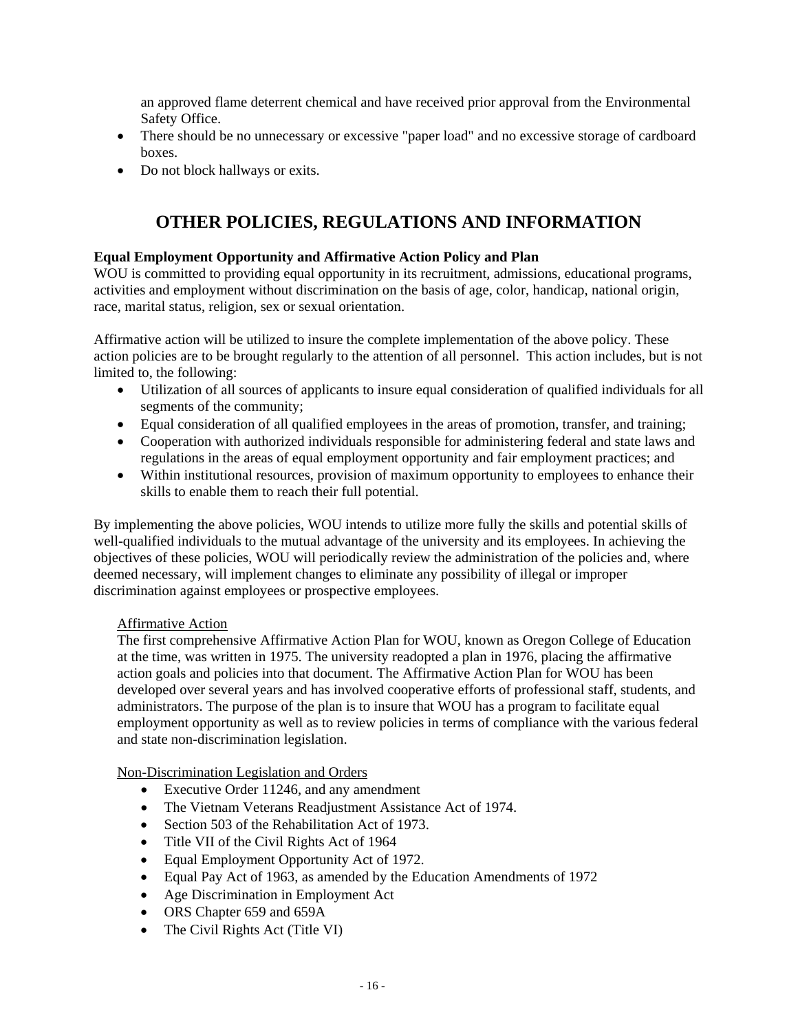an approved flame deterrent chemical and have received prior approval from the Environmental Safety Office.

- There should be no unnecessary or excessive "paper load" and no excessive storage of cardboard boxes.
- Do not block hallways or exits.

# OTHER POLICIES, REGULATIONS AND INFORMATION

**Equal Employment Opportunity and Affirmative Action Policy and Plan**

WOU is committed to providing equal opportunity in its recruitment, admissions, educational programs, activities and employment without discrimination on the basis of age, color, handicap, national origin, race, marital status, religion, sex or sexual orientation.

Affirmative action will be utilized to insure the complete implementation of the above policy. These action policies are to be brought regularly to the attention of all personnel. This action includes, but is not limited to, the following:

- Utilization of all sources of applicants to insure equal consideration of qualified individuals for all segments of the community;
- Equal consideration of all qualified employees in the areas of promotion, transfer, and training;
- Cooperation with authorized individuals responsible for administering federal and state laws and regulations in the areas of equal employment opportunity and fair employment practices; and
- Within institutional resources, provision of maximum opportunity to employees to enhance their skills to enable them to reach their full potential.

By implementing the above policies, WOU intends to utilize more fully the skills and potential skills of well-qualified individuals to the mutual advantage of the university and its employees. In achieving the objectives of these policies, WOU will periodically review the administration of the policies and, where deemed necessary, will implement changes to eliminate any possibility of illegal or improper discrimination against employees or prospective employees.

<u>Affirmative Action</u>

The first comprehensive Affirmative Action Plan for WOU, known as Oregon College of Education at the time, was written in 1975. The university readopted a plan in 1976, placing the affirmative action goals and policies into that document. The Affirmative Action Plan for WOU has been developed over several years and has involved cooperative efforts of professional staff, students, and administrators. The purpose of the plan is to insure that WOU has a program to facilitate equal employment opportunity as well as to review policies in terms of compliance with the various federal and state non-discrimination legislation.

<u>Non-Discrimination Legislation and Orders</u>

- Executive Order 11246, and any amendment
- The Vietnam Veterans Readjustment Assistance Act of 1974.
- Section 503 of the Rehabilitation Act of 1973.
- Title VII of the Civil Rights Act of 1964
- Equal Employment Opportunity Act of 1972.
- Equal Pay Act of 1963, as amended by the Education Amendments of 1972
- Age Discrimination in Employment Act
- ORS Chapter 659 and 659A
- The Civil Rights Act (Title VI)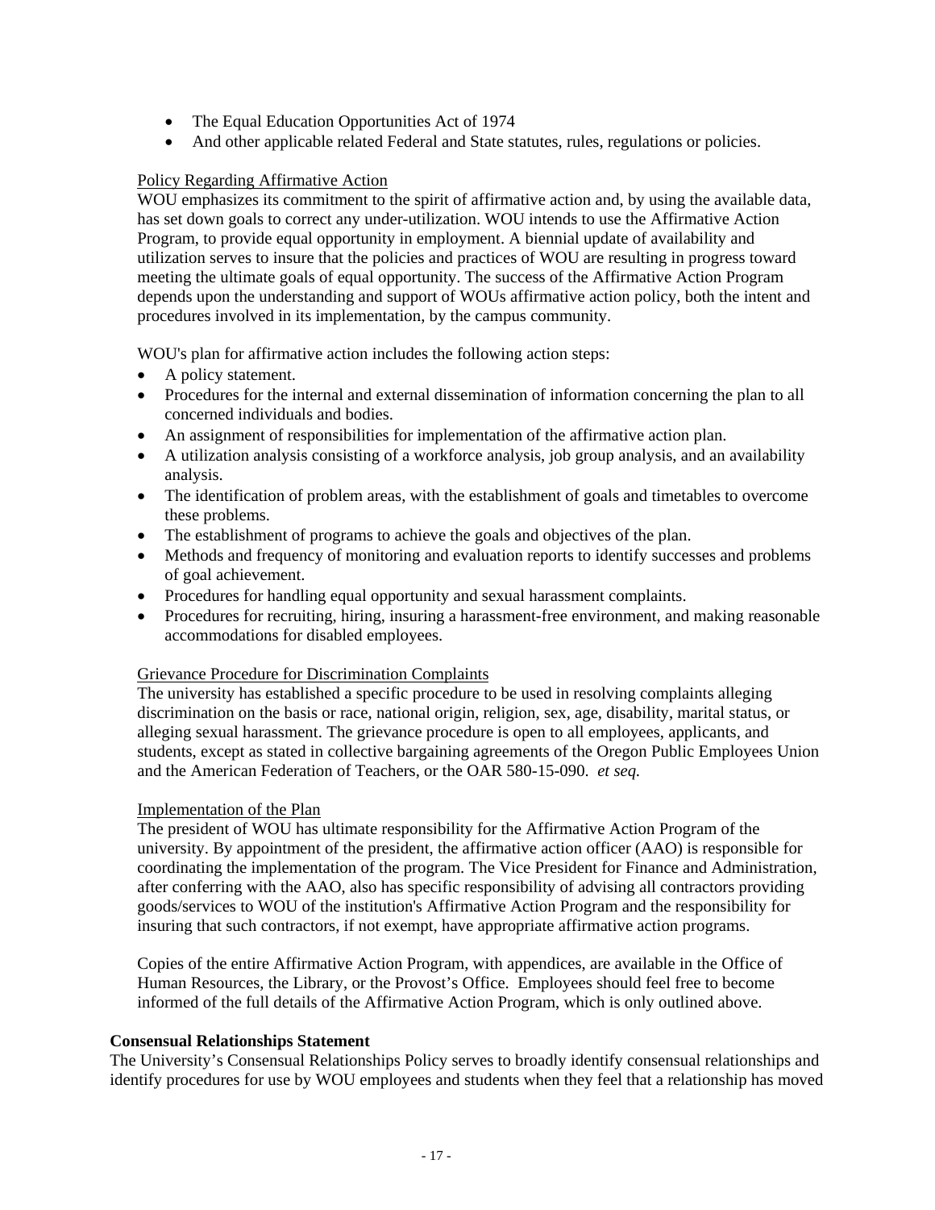- The Equal Education Opportunities Act of 1974
- And other applicable related Federal and State statutes, rules, regulations or policies.

Policy Regarding Affirmative Action

WOU emphasizes its commitment to the spirit of affirmative action and, by using the available data, has set down goals to correct any under-utilization. WOU intends to use the Affirmative Action Program, to provide equal opportunity in employment. A biennial update of availability and utilization serves to insure that the policies and practices of WOU are resulting in progress toward meeting the ultimate goals of equal opportunity. The success of the Affirmative Action Program depends upon the understanding and support of WOUs affirmative action policy, both the intent and procedures involved in its implementation, by the campus community.

WOU's plan for affirmative action includes the following action steps:

- A policy statement.
- Procedures for the internal and external dissemination of information concerning the plan to all concerned individuals and bodies.
- An assignment of responsibilities for implementation of the affirmative action plan.
- A utilization analysis consisting of a workforce analysis, job group analysis, and an availability analysis.
- The identification of problem areas, with the establishment of goals and timetables to overcome these problems.
- The establishment of programs to achieve the goals and objectives of the plan.
- Methods and frequency of monitoring and evaluation reports to identify successes and problems of goal achievement.
- Procedures for handling equal opportunity and sexual harassment complaints.
- Procedures for recruiting, hiring, insuring a harassment-free environment, and making reasonable accommodations for disabled employees.

Grievance Procedure for Discrimination Complaints

The university has established a specific procedure to be used in resolving complaints alleging discrimination on the basis or race, national origin, religion, sex, age, disability, marital status, or alleging sexual harassment. The grievance procedure is open to all employees, applicants, and students, except as stated in collective bargaining agreements of the Oregon Public Employees Union and the American Federation of Teachers, or the OAR 580-15-090. *et seq.*

Implementation of the Plan

The president of WOU has ultimate responsibility for the Affirmative Action Program of the university. By appointment of the president, the affirmative action officer (AAO) is responsible for coordinating the implementation of the program. The Vice President for Finance and Administration, after conferring with the AAO, also has specific responsibility of advising all contractors providing goods/services to WOU of the institution's Affirmative Action Program and the responsibility for insuring that such contractors, if not exempt, have appropriate affirmative action programs.

Copies of the entire Affirmative Action Program, with appendices, are available in the Office of Human Resources, the Library, or the Provost's Office. Employees should feel free to become informed of the full details of the Affirmative Action Program, which is only outlined above.

**Consensual Relationships Statement**

The University's Consensual Relationships Policy serves to broadly identify consensual relationships and identify procedures for use by WOU employees and students when they feel that a relationship has moved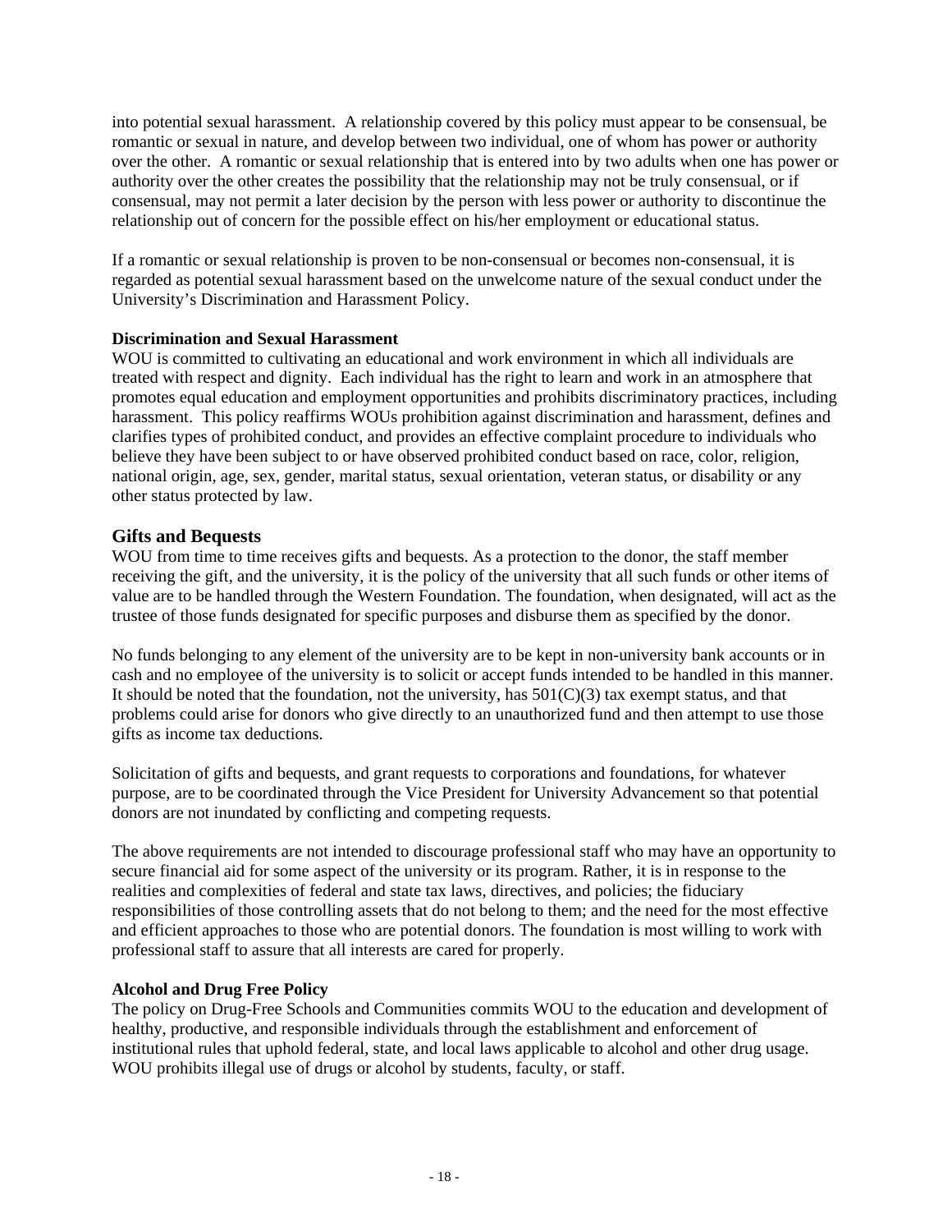into potential sexual harassment. A relationship covered by this policy must appear to be consensual, be romantic or sexual in nature, and develop between two individual, one of whom has power or authority over the other. A romantic or sexual relationship that is entered into by two adults when one has power or authority over the other creates the possibility that the relationship may not be truly consensual, or if consensual, may not permit a later decision by the person with less power or authority to discontinue the relationship out of concern for the possible effect on his/her employment or educational status.

If a romantic or sexual relationship is proven to be non-consensual or becomes non-consensual, it is regarded as potential sexual harassment based on the unwelcome nature of the sexual conduct under the University's Discrimination and Harassment Policy.

**Discrimination and Sexual Harassment**
WOU is committed to cultivating an educational and work environment in which all individuals are treated with respect and dignity. Each individual has the right to learn and work in an atmosphere that promotes equal education and employment opportunities and prohibits discriminatory practices, including harassment. This policy reaffirms WOUs prohibition against discrimination and harassment, defines and clarifies types of prohibited conduct, and provides an effective complaint procedure to individuals who believe they have been subject to or have observed prohibited conduct based on race, color, religion, national origin, age, sex, gender, marital status, sexual orientation, veteran status, or disability or any other status protected by law.

## Gifts and Bequests

WOU from time to time receives gifts and bequests. As a protection to the donor, the staff member receiving the gift, and the university, it is the policy of the university that all such funds or other items of value are to be handled through the Western Foundation. The foundation, when designated, will act as the trustee of those funds designated for specific purposes and disburse them as specified by the donor.

No funds belonging to any element of the university are to be kept in non-university bank accounts or in cash and no employee of the university is to solicit or accept funds intended to be handled in this manner. It should be noted that the foundation, not the university, has 501(C)(3) tax exempt status, and that problems could arise for donors who give directly to an unauthorized fund and then attempt to use those gifts as income tax deductions.

Solicitation of gifts and bequests, and grant requests to corporations and foundations, for whatever purpose, are to be coordinated through the Vice President for University Advancement so that potential donors are not inundated by conflicting and competing requests.

The above requirements are not intended to discourage professional staff who may have an opportunity to secure financial aid for some aspect of the university or its program. Rather, it is in response to the realities and complexities of federal and state tax laws, directives, and policies; the fiduciary responsibilities of those controlling assets that do not belong to them; and the need for the most effective and efficient approaches to those who are potential donors. The foundation is most willing to work with professional staff to assure that all interests are cared for properly.

**Alcohol and Drug Free Policy**
The policy on Drug-Free Schools and Communities commits WOU to the education and development of healthy, productive, and responsible individuals through the establishment and enforcement of institutional rules that uphold federal, state, and local laws applicable to alcohol and other drug usage. WOU prohibits illegal use of drugs or alcohol by students, faculty, or staff.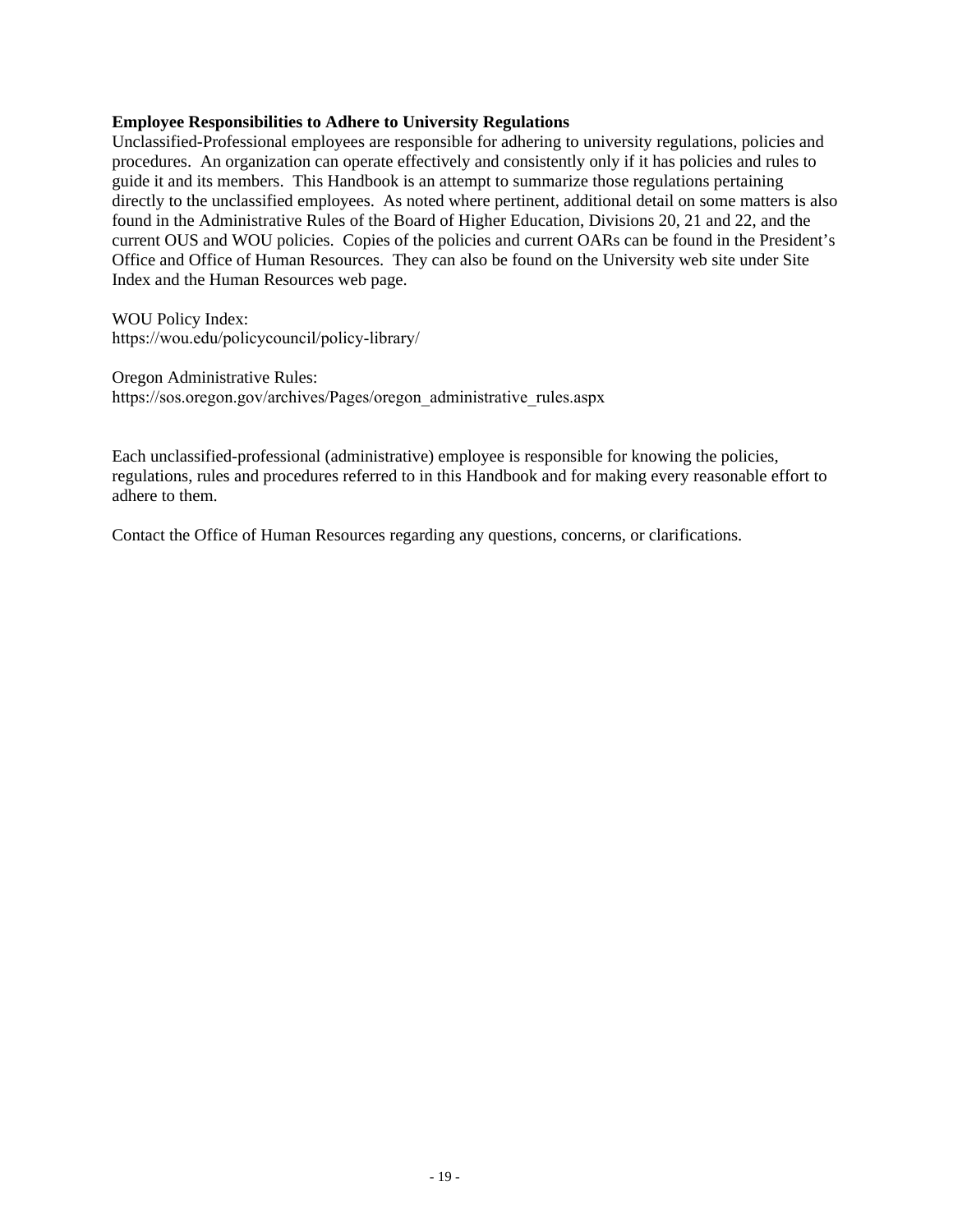**Employee Responsibilities to Adhere to University Regulations**

Unclassified-Professional employees are responsible for adhering to university regulations, policies and procedures. An organization can operate effectively and consistently only if it has policies and rules to guide it and its members. This Handbook is an attempt to summarize those regulations pertaining directly to the unclassified employees. As noted where pertinent, additional detail on some matters is also found in the Administrative Rules of the Board of Higher Education, Divisions 20, 21 and 22, and the current OUS and WOU policies. Copies of the policies and current OARs can be found in the President's Office and Office of Human Resources. They can also be found on the University web site under Site Index and the Human Resources web page.

WOU Policy Index:
https://wou.edu/policycouncil/policy-library/

Oregon Administrative Rules:
https://sos.oregon.gov/archives/Pages/oregon_administrative_rules.aspx

Each unclassified-professional (administrative) employee is responsible for knowing the policies, regulations, rules and procedures referred to in this Handbook and for making every reasonable effort to adhere to them.

Contact the Office of Human Resources regarding any questions, concerns, or clarifications.